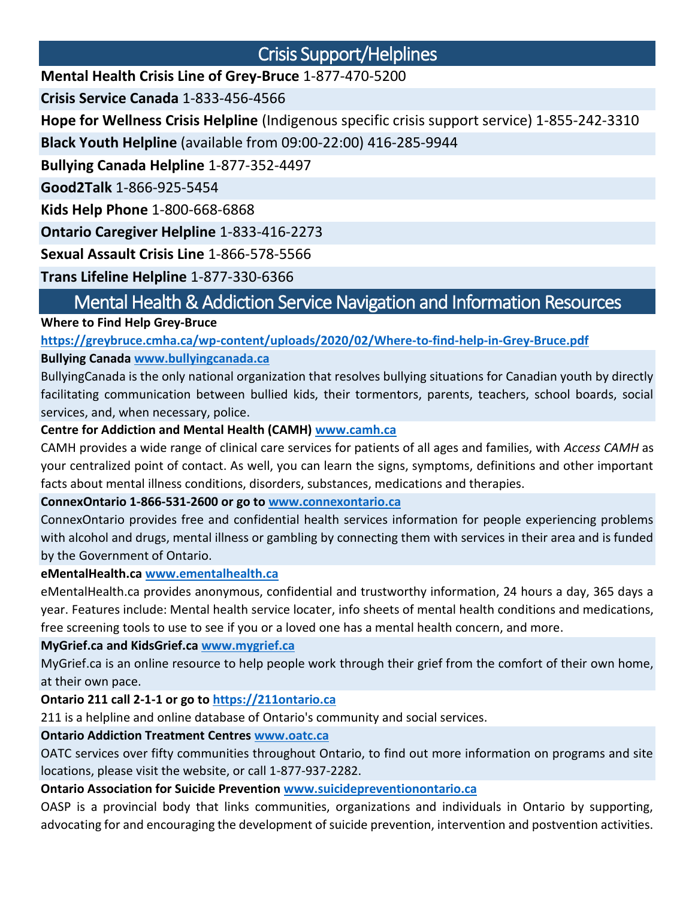## Crisis Support/Helplines

**Mental Health Crisis Line of Grey-Bruce** 1-877-470-5200

**Crisis Service Canada** 1-833-456-4566

**Hope for Wellness Crisis Helpline** (Indigenous specific crisis support service) 1-855-242-3310

**Black Youth Helpline** (available from 09:00-22:00) 416-285-9944

**Bullying Canada Helpline** 1-877-352-4497

**Good2Talk** 1-866-925-5454

**Kids Help Phone** 1-800-668-6868

**Ontario Caregiver Helpline** 1-833-416-2273

**Sexual Assault Crisis Line** 1-866-578-5566

**Trans Lifeline Helpline** 1-877-330-6366

## Mental Health & Addiction Service Navigation and Information Resources

**Where to Find Help Grey-Bruce**

**https://greybruce.cmha.ca/wp-content/uploads/2020/02/Where-to-find-help-in-Grey-Bruce.pdf**

**Bullying Canada www.bullyingcanada.ca**

BullyingCanada is the only national organization that resolves bullying situations for Canadian youth by directly facilitating communication between bullied kids, their tormentors, parents, teachers, school boards, social services, and, when necessary, police.

**Centre for Addiction and Mental Health (CAMH) www.camh.ca**

CAMH provides a wide range of clinical care services for patients of all ages and families, with *Access CAMH* as your centralized point of contact. As well, you can learn the signs, symptoms, definitions and other important facts about mental illness conditions, disorders, substances, medications and therapies.

**ConnexOntario 1-866-531-2600 or go to www.connexontario.ca**

ConnexOntario provides free and confidential health services information for people experiencing problems with alcohol and drugs, mental illness or gambling by connecting them with services in their area and is funded by the Government of Ontario.

**eMentalHealth.ca www.ementalhealth.ca**

eMentalHealth.ca provides anonymous, confidential and trustworthy information, 24 hours a day, 365 days a year. Features include: Mental health service locater, info sheets of mental health conditions and medications, free screening tools to use to see if you or a loved one has a mental health concern, and more.

**MyGrief.ca and KidsGrief.ca www.mygrief.ca**

MyGrief.ca is an online resource to help people work through their grief from the comfort of their own home, at their own pace.

**Ontario 211 call 2-1-1 or go to https://211ontario.ca**

211 is a helpline and online database of Ontario's community and social services.

**Ontario Addiction Treatment Centres www.oatc.ca**

OATC services over fifty communities throughout Ontario, to find out more information on programs and site locations, please visit the website, or call 1-877-937-2282.

**Ontario Association for Suicide Prevention www.suicidepreventionontario.ca**

OASP is a provincial body that links communities, organizations and individuals in Ontario by supporting, advocating for and encouraging the development of suicide prevention, intervention and postvention activities.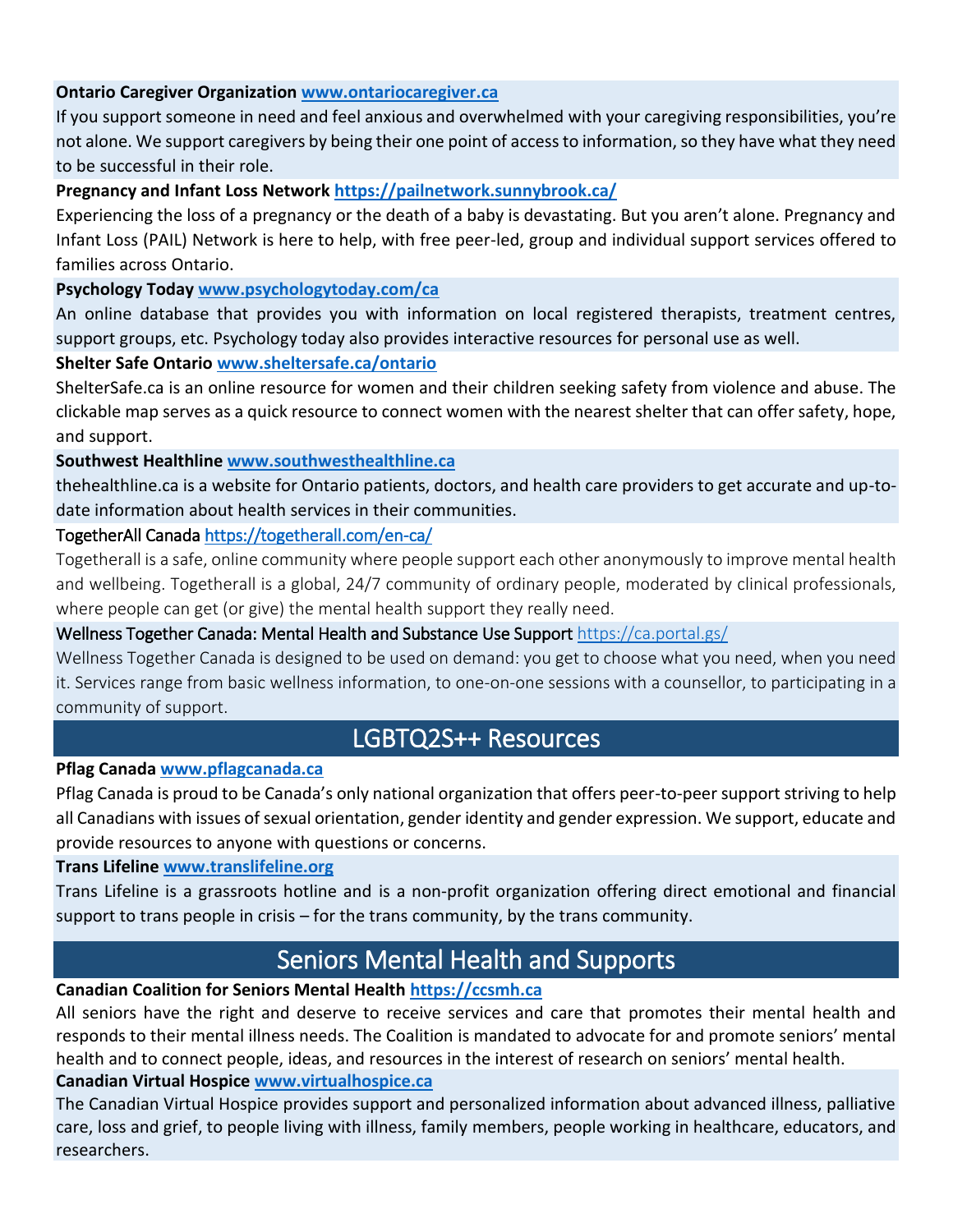**Ontario Caregiver Organization [www.ontariocaregiver.ca](http://www.ontariocaregiver.ca)**

If you support someone in need and feel anxious and overwhelmed with your caregiving responsibilities, you're not alone. We support caregivers by being their one point of access to information, so they have what they need to be successful in their role.

**Pregnancy and Infant Loss Network [https://pailnetwork.sunnybrook.ca/](https://pailnetwork.sunnybrook.ca/)**

Experiencing the loss of a pregnancy or the death of a baby is devastating. But you aren't alone. Pregnancy and Infant Loss (PAIL) Network is here to help, with free peer-led, group and individual support services offered to families across Ontario.

**Psychology Today [www.psychologytoday.com/ca](http://www.psychologytoday.com/ca)**

An online database that provides you with information on local registered therapists, treatment centres, support groups, etc. Psychology today also provides interactive resources for personal use as well.

**Shelter Safe Ontario [www.sheltersafe.ca/ontario](http://www.sheltersafe.ca/ontario)**

ShelterSafe.ca is an online resource for women and their children seeking safety from violence and abuse. The clickable map serves as a quick resource to connect women with the nearest shelter that can offer safety, hope, and support.

**Southwest Healthline [www.southwesthealthline.ca](http://www.southwesthealthline.ca)**

thehealthline.ca is a website for Ontario patients, doctors, and health care providers to get accurate and up-to-date information about health services in their communities.

TogetherAll Canada [https://togetherall.com/en-ca/](https://togetherall.com/en-ca/)

Togetherall is a safe, online community where people support each other anonymously to improve mental health and wellbeing. Togetherall is a global, 24/7 community of ordinary people, moderated by clinical professionals, where people can get (or give) the mental health support they really need.

Wellness Together Canada: Mental Health and Substance Use Support [https://ca.portal.gs/](https://ca.portal.gs/)

Wellness Together Canada is designed to be used on demand: you get to choose what you need, when you need it. Services range from basic wellness information, to one-on-one sessions with a counsellor, to participating in a community of support.

## LGBTQ2S++ Resources

**Pflag Canada [www.pflagcanada.ca](http://www.pflagcanada.ca)**

Pflag Canada is proud to be Canada's only national organization that offers peer-to-peer support striving to help all Canadians with issues of sexual orientation, gender identity and gender expression. We support, educate and provide resources to anyone with questions or concerns.

**Trans Lifeline [www.translifeline.org](http://www.translifeline.org)**

Trans Lifeline is a grassroots hotline and is a non-profit organization offering direct emotional and financial support to trans people in crisis – for the trans community, by the trans community.

## Seniors Mental Health and Supports

**Canadian Coalition for Seniors Mental Health [https://ccsmh.ca](https://ccsmh.ca)**

All seniors have the right and deserve to receive services and care that promotes their mental health and responds to their mental illness needs. The Coalition is mandated to advocate for and promote seniors' mental health and to connect people, ideas, and resources in the interest of research on seniors' mental health.

**Canadian Virtual Hospice [www.virtualhospice.ca](http://www.virtualhospice.ca)**

The Canadian Virtual Hospice provides support and personalized information about advanced illness, palliative care, loss and grief, to people living with illness, family members, people working in healthcare, educators, and researchers.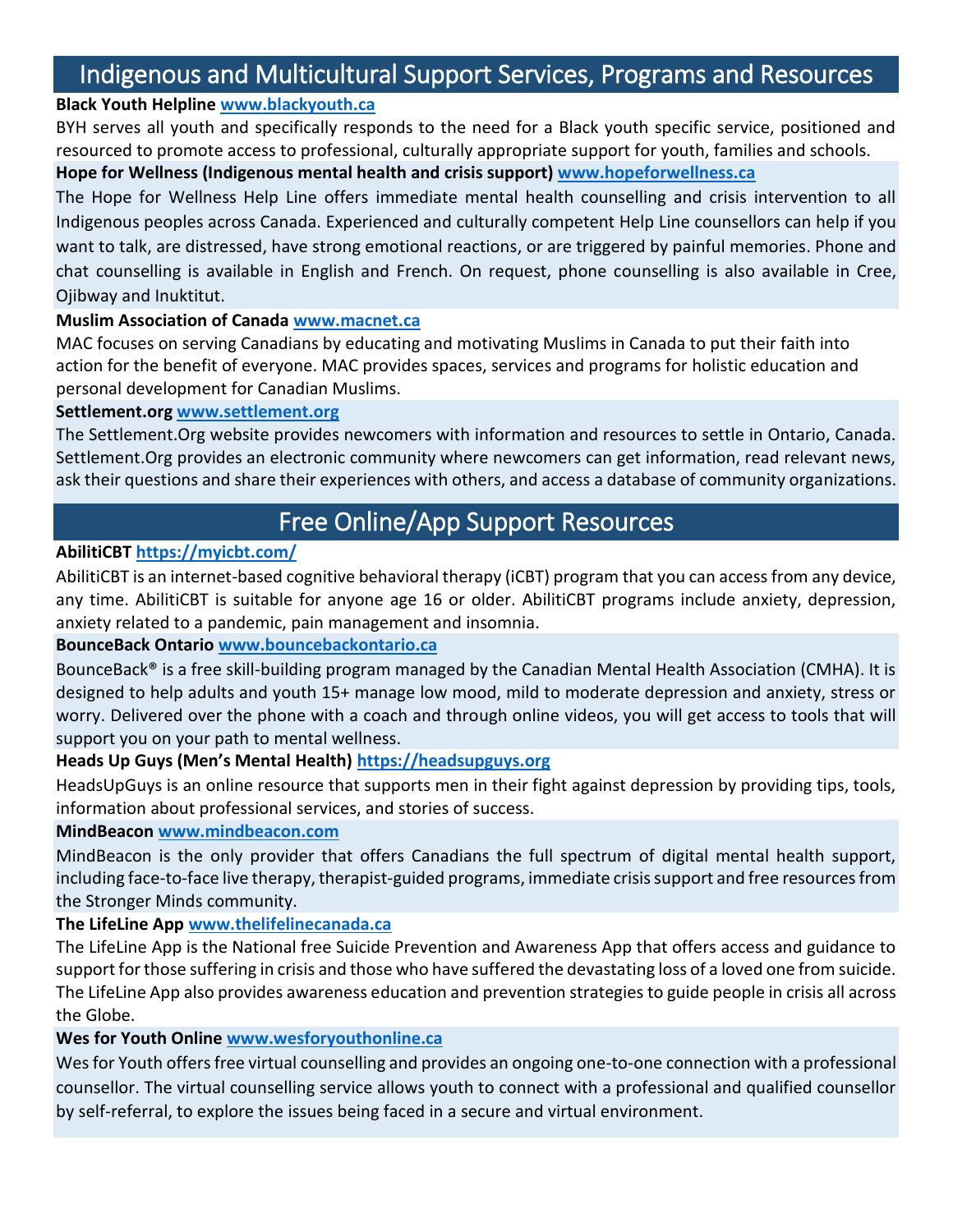## Indigenous and Multicultural Support Services, Programs and Resources

**Black Youth Helpline** [www.blackyouth.ca](http://www.blackyouth.ca)

BYH serves all youth and specifically responds to the need for a Black youth specific service, positioned and resourced to promote access to professional, culturally appropriate support for youth, families and schools.

**Hope for Wellness (Indigenous mental health and crisis support)** [www.hopeforwellness.ca](http://www.hopeforwellness.ca)

The Hope for Wellness Help Line offers immediate mental health counselling and crisis intervention to all Indigenous peoples across Canada. Experienced and culturally competent Help Line counsellors can help if you want to talk, are distressed, have strong emotional reactions, or are triggered by painful memories. Phone and chat counselling is available in English and French. On request, phone counselling is also available in Cree, Ojibway and Inuktitut.

**Muslim Association of Canada** [www.macnet.ca](http://www.macnet.ca)

MAC focuses on serving Canadians by educating and motivating Muslims in Canada to put their faith into action for the benefit of everyone. MAC provides spaces, services and programs for holistic education and personal development for Canadian Muslims.

**Settlement.org** [www.settlement.org](http://www.settlement.org)

The Settlement.Org website provides newcomers with information and resources to settle in Ontario, Canada. Settlement.Org provides an electronic community where newcomers can get information, read relevant news, ask their questions and share their experiences with others, and access a database of community organizations.

## Free Online/App Support Resources

**AbilitiCBT** [https://myicbt.com/](https://myicbt.com/)

AbilitiCBT is an internet-based cognitive behavioral therapy (iCBT) program that you can access from any device, any time. AbilitiCBT is suitable for anyone age 16 or older. AbilitiCBT programs include anxiety, depression, anxiety related to a pandemic, pain management and insomnia.

**BounceBack Ontario** [www.bouncebackontario.ca](http://www.bouncebackontario.ca)

BounceBack® is a free skill-building program managed by the Canadian Mental Health Association (CMHA). It is designed to help adults and youth 15+ manage low mood, mild to moderate depression and anxiety, stress or worry. Delivered over the phone with a coach and through online videos, you will get access to tools that will support you on your path to mental wellness.

**Heads Up Guys (Men's Mental Health)** [https://headsupguys.org](https://headsupguys.org)

HeadsUpGuys is an online resource that supports men in their fight against depression by providing tips, tools, information about professional services, and stories of success.

**MindBeacon** [www.mindbeacon.com](http://www.mindbeacon.com)

MindBeacon is the only provider that offers Canadians the full spectrum of digital mental health support, including face-to-face live therapy, therapist-guided programs, immediate crisis support and free resources from the Stronger Minds community.

**The LifeLine App** [www.thelifelinecanada.ca](http://www.thelifelinecanada.ca)

The LifeLine App is the National free Suicide Prevention and Awareness App that offers access and guidance to support for those suffering in crisis and those who have suffered the devastating loss of a loved one from suicide. The LifeLine App also provides awareness education and prevention strategies to guide people in crisis all across the Globe.

**Wes for Youth Online** [www.wesforyouthonline.ca](http://www.wesforyouthonline.ca)

Wes for Youth offers free virtual counselling and provides an ongoing one-to-one connection with a professional counsellor. The virtual counselling service allows youth to connect with a professional and qualified counsellor by self-referral, to explore the issues being faced in a secure and virtual environment.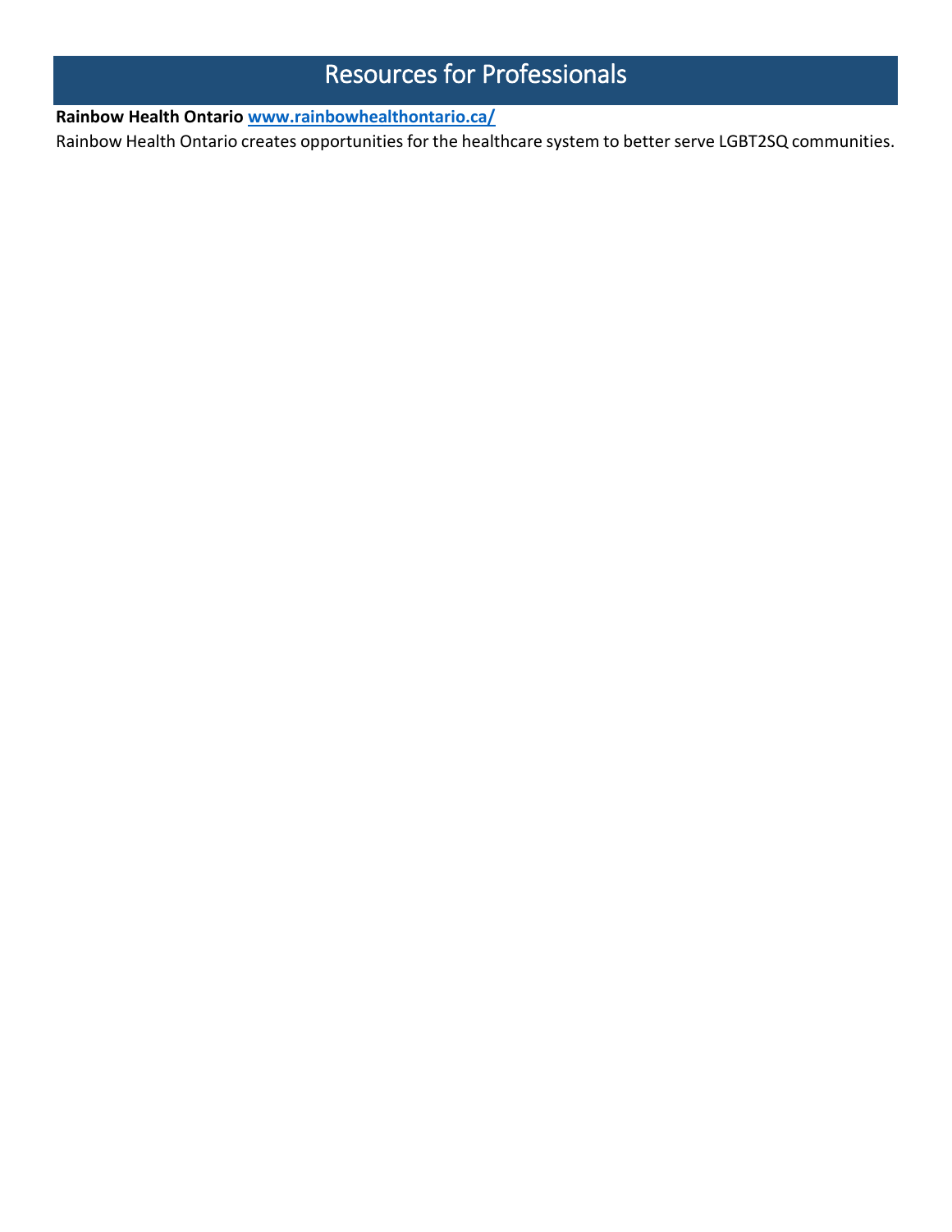# Resources for Professionals

**Rainbow Health Ontario** [www.rainbowhealthontario.ca/](http://www.rainbowhealthontario.ca/)

Rainbow Health Ontario creates opportunities for the healthcare system to better serve LGBT2SQ communities.